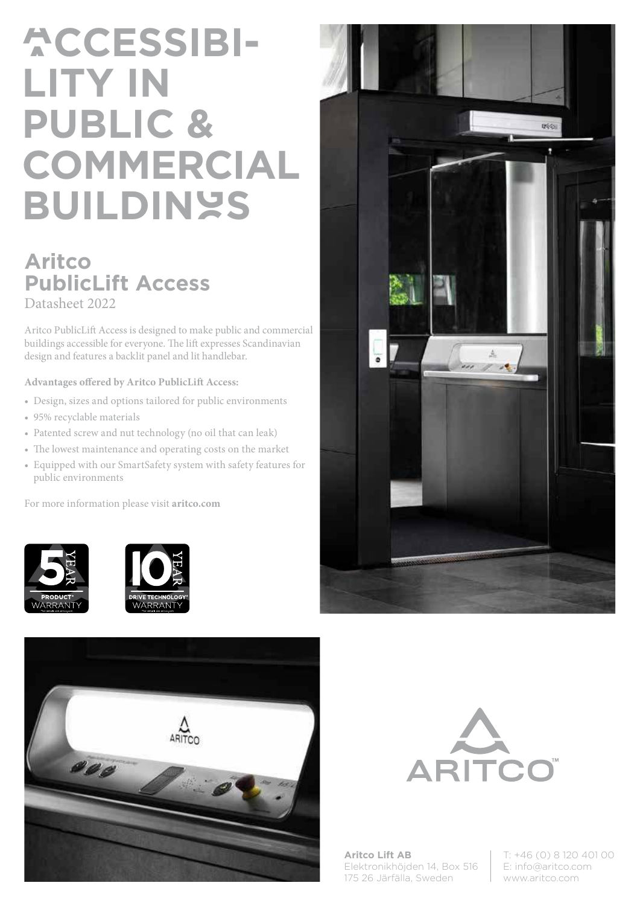# ACCESSIBILITY IN PUBLIC & COMMERCIAL BUILDINGS

## Aritco PublicLift Access

Datasheet 2022

Aritco PublicLift Access is designed to make public and commercial buildings accessible for everyone. The lift expresses Scandinavian design and features a backlit panel and lit handlebar.

**Advantages offered by Aritco PublicLift Access:**

- Design, sizes and options tailored for public environments
- 95% recyclable materials
- Patented screw and nut technology (no oil that can leak)
- The lowest maintenance and operating costs on the market
- Equipped with our SmartSafety system with safety features for public environments

For more information please visit **aritco.com**

5 YEAR PRODUCT* WARRANTY

10 YEAR DRIVE TECHNOLOGY* WARRANTY

ARITCO™

**Aritco Lift AB**
Elektronikhöjden 14, Box 516
175 26 Järfälla, Sweden

T: +46 (0) 8 120 401 00
E: info@aritco.com
www.aritco.com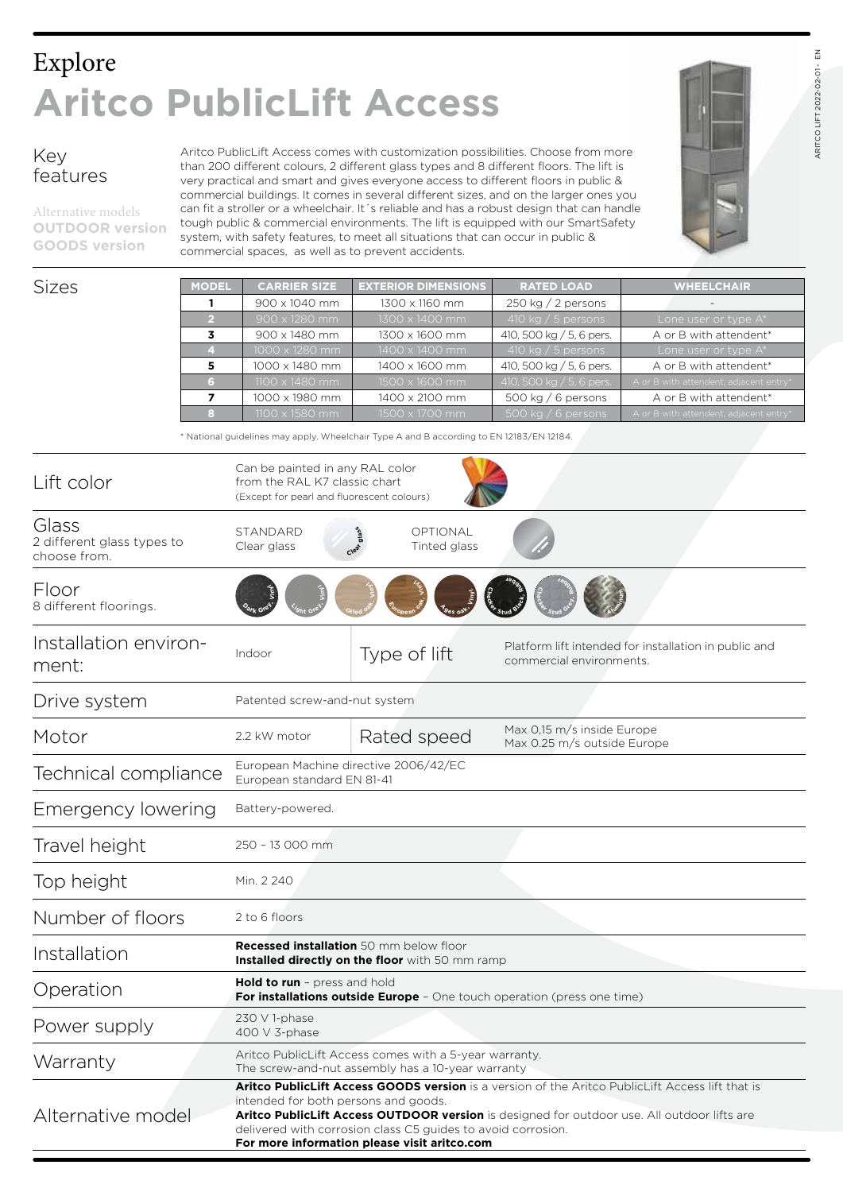# Explore
# Aritco PublicLift Access

## Key features

Alternative models
**OUTDOOR version**
**GOODS version**

Aritco PublicLift Access comes with customization possibilities. Choose from more than 200 different colours, 2 different glass types and 8 different floors. The lift is very practical and smart and gives everyone access to different floors in public & commercial buildings. It comes in several different sizes, and on the larger ones you can fit a stroller or a wheelchair. It´s reliable and has a robust design that can handle tough public & commercial environments. The lift is equipped with our SmartSafety system, with safety features, to meet all situations that can occur in public & commercial spaces, as well as to prevent accidents.

## Sizes

| MODEL | CARRIER SIZE | EXTERIOR DIMENSIONS | RATED LOAD | WHEELCHAIR |
|---|---|---|---|---|
| 1 | 900 x 1040 mm | 1300 x 1160 mm | 250 kg / 2 persons | - |
| 2 | 900 x 1280 mm | 1300 x 1400 mm | 410 kg / 5 persons | Lone user or type A* |
| 3 | 900 x 1480 mm | 1300 x 1600 mm | 410, 500 kg / 5, 6 pers. | A or B with attendent* |
| 4 | 1000 x 1280 mm | 1400 x 1400 mm | 410 kg / 5 persons | Lone user or type A* |
| 5 | 1000 x 1480 mm | 1400 x 1600 mm | 410, 500 kg / 5, 6 pers. | A or B with attendent* |
| 6 | 1100 x 1480 mm | 1500 x 1600 mm | 410, 500 kg / 5, 6 pers. | A or B with attendent, adjacent entry* |
| 7 | 1000 x 1980 mm | 1400 x 2100 mm | 500 kg / 6 persons | A or B with attendent* |
| 8 | 1100 x 1580 mm | 1500 x 1700 mm | 500 kg / 6 persons | A or B with attendent, adjacent entry* |

* National guidelines may apply. Wheelchair Type A and B according to EN 12183/EN 12184.

## Lift color

Can be painted in any RAL color from the RAL K7 classic chart
(Except for pearl and fluorescent colours)

## Glass
2 different glass types to choose from.

STANDARD
Clear glass

OPTIONAL
Tinted glass

## Floor
8 different floorings.

Dark Grey, Vinyl · Light Grey, Vinyl · Oiled oak, Vinyl · European oak, Vinyl · Ages oak, Vinyl · Checker Stud Black, Rubber · Checker Stud Grey, Rubber · Aluminum

| | | | |
|---|---|---|---|
| **Installation environment:** | Indoor | **Type of lift** | Platform lift intended for installation in public and commercial environments. |
| **Drive system** | Patented screw-and-nut system | | |
| **Motor** | 2.2 kW motor | **Rated speed** | Max 0,15 m/s inside Europe<br>Max 0.25 m/s outside Europe |
| **Technical compliance** | European Machine directive 2006/42/EC<br>European standard EN 81-41 | | |
| **Emergency lowering** | Battery-powered. | | |
| **Travel height** | 250 – 13 000 mm | | |
| **Top height** | Min. 2 240 | | |
| **Number of floors** | 2 to 6 floors | | |
| **Installation** | **Recessed installation** 50 mm below floor<br>**Installed directly on the floor** with 50 mm ramp | | |
| **Operation** | **Hold to run** – press and hold<br>**For installations outside Europe** – One touch operation (press one time) | | |
| **Power supply** | 230 V 1-phase<br>400 V 3-phase | | |
| **Warranty** | Aritco PublicLift Access comes with a 5-year warranty.<br>The screw-and-nut assembly has a 10-year warranty | | |
| **Alternative model** | **Aritco PublicLift Access GOODS version** is a version of the Aritco PublicLift Access lift that is intended for both persons and goods.<br>**Aritco PublicLift Access OUTDOOR version** is designed for outdoor use. All outdoor lifts are delivered with corrosion class C5 guides to avoid corrosion.<br>**For more information please visit aritco.com** | | |